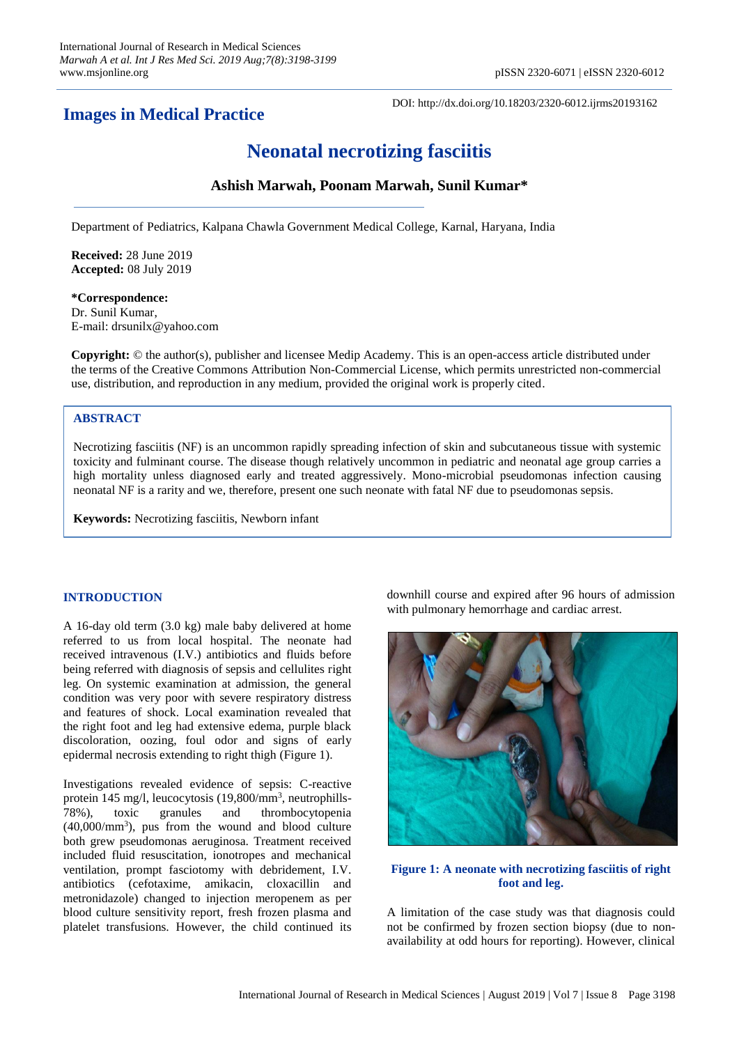## Images in Medical Practice

DOI: http://dx.doi.org/10.18203/2320-6012.ijrms20193162

# Neonatal necrotizing fasciitis

**Ashish Marwah, Poonam Marwah, Sunil Kumar***

Department of Pediatrics, Kalpana Chawla Government Medical College, Karnal, Haryana, India

**Received:** 28 June 2019
**Accepted:** 08 July 2019

***Correspondence:**
Dr. Sunil Kumar,
E-mail: drsunilx@yahoo.com

**Copyright:** © the author(s), publisher and licensee Medip Academy. This is an open-access article distributed under the terms of the Creative Commons Attribution Non-Commercial License, which permits unrestricted non-commercial use, distribution, and reproduction in any medium, provided the original work is properly cited.

### ABSTRACT

Necrotizing fasciitis (NF) is an uncommon rapidly spreading infection of skin and subcutaneous tissue with systemic toxicity and fulminant course. The disease though relatively uncommon in pediatric and neonatal age group carries a high mortality unless diagnosed early and treated aggressively. Mono-microbial pseudomonas infection causing neonatal NF is a rarity and we, therefore, present one such neonate with fatal NF due to pseudomonas sepsis.

**Keywords:** Necrotizing fasciitis, Newborn infant

## INTRODUCTION

A 16-day old term (3.0 kg) male baby delivered at home referred to us from local hospital. The neonate had received intravenous (I.V.) antibiotics and fluids before being referred with diagnosis of sepsis and cellulites right leg. On systemic examination at admission, the general condition was very poor with severe respiratory distress and features of shock. Local examination revealed that the right foot and leg had extensive edema, purple black discoloration, oozing, foul odor and signs of early epidermal necrosis extending to right thigh (Figure 1).

Investigations revealed evidence of sepsis: C-reactive protein 145 mg/l, leucocytosis (19,800/mm$^3$, neutrophills-78%), toxic granules and thrombocytopenia (40,000/mm$^3$), pus from the wound and blood culture both grew pseudomonas aeruginosa. Treatment received included fluid resuscitation, ionotropes and mechanical ventilation, prompt fasciotomy with debridement, I.V. antibiotics (cefotaxime, amikacin, cloxacillin and metronidazole) changed to injection meropenem as per blood culture sensitivity report, fresh frozen plasma and platelet transfusions. However, the child continued its downhill course and expired after 96 hours of admission with pulmonary hemorrhage and cardiac arrest.

**Figure 1: A neonate with necrotizing fasciitis of right foot and leg.**

A limitation of the case study was that diagnosis could not be confirmed by frozen section biopsy (due to non-availability at odd hours for reporting). However, clinical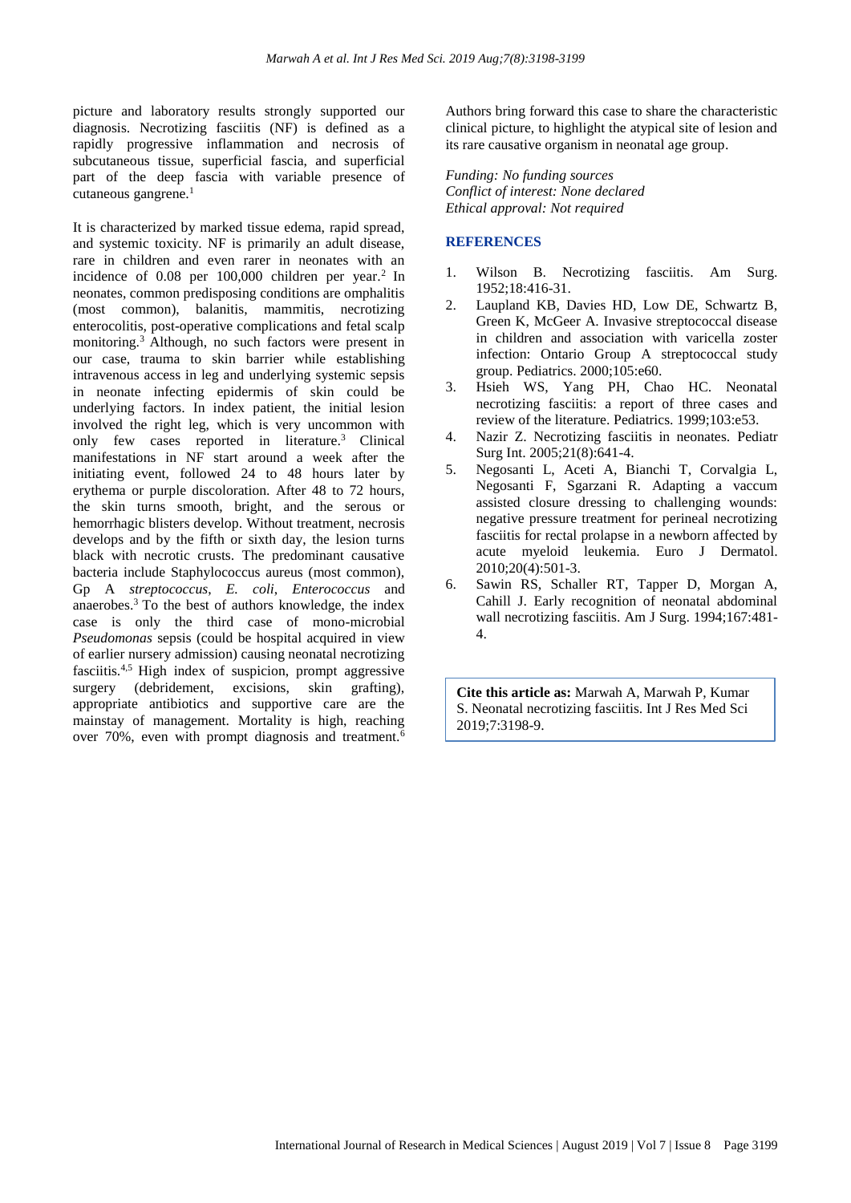picture and laboratory results strongly supported our diagnosis. Necrotizing fasciitis (NF) is defined as a rapidly progressive inflammation and necrosis of subcutaneous tissue, superficial fascia, and superficial part of the deep fascia with variable presence of cutaneous gangrene.[1]

It is characterized by marked tissue edema, rapid spread, and systemic toxicity. NF is primarily an adult disease, rare in children and even rarer in neonates with an incidence of 0.08 per 100,000 children per year.[2] In neonates, common predisposing conditions are omphalitis (most common), balanitis, mammitis, necrotizing enterocolitis, post-operative complications and fetal scalp monitoring.[3] Although, no such factors were present in our case, trauma to skin barrier while establishing intravenous access in leg and underlying systemic sepsis in neonate infecting epidermis of skin could be underlying factors. In index patient, the initial lesion involved the right leg, which is very uncommon with only few cases reported in literature.[3] Clinical manifestations in NF start around a week after the initiating event, followed 24 to 48 hours later by erythema or purple discoloration. After 48 to 72 hours, the skin turns smooth, bright, and the serous or hemorrhagic blisters develop. Without treatment, necrosis develops and by the fifth or sixth day, the lesion turns black with necrotic crusts. The predominant causative bacteria include Staphylococcus aureus (most common), Gp A *streptococcus*, *E. coli*, *Enterococcus* and anaerobes.[3] To the best of authors knowledge, the index case is only the third case of mono-microbial *Pseudomonas* sepsis (could be hospital acquired in view of earlier nursery admission) causing neonatal necrotizing fasciitis.[4,5] High index of suspicion, prompt aggressive surgery (debridement, excisions, skin grafting), appropriate antibiotics and supportive care are the mainstay of management. Mortality is high, reaching over 70%, even with prompt diagnosis and treatment.[6]

Authors bring forward this case to share the characteristic clinical picture, to highlight the atypical site of lesion and its rare causative organism in neonatal age group.

*Funding: No funding sources*
*Conflict of interest: None declared*
*Ethical approval: Not required*

## REFERENCES

1. Wilson B. Necrotizing fasciitis. Am Surg. 1952;18:416-31.
2. Laupland KB, Davies HD, Low DE, Schwartz B, Green K, McGeer A. Invasive streptococcal disease in children and association with varicella zoster infection: Ontario Group A streptococcal study group. Pediatrics. 2000;105:e60.
3. Hsieh WS, Yang PH, Chao HC. Neonatal necrotizing fasciitis: a report of three cases and review of the literature. Pediatrics. 1999;103:e53.
4. Nazir Z. Necrotizing fasciitis in neonates. Pediatr Surg Int. 2005;21(8):641-4.
5. Negosanti L, Aceti A, Bianchi T, Corvalgia L, Negosanti F, Sgarzani R. Adapting a vaccum assisted closure dressing to challenging wounds: negative pressure treatment for perineal necrotizing fasciitis for rectal prolapse in a newborn affected by acute myeloid leukemia. Euro J Dermatol. 2010;20(4):501-3.
6. Sawin RS, Schaller RT, Tapper D, Morgan A, Cahill J. Early recognition of neonatal abdominal wall necrotizing fasciitis. Am J Surg. 1994;167:481-4.

**Cite this article as:** Marwah A, Marwah P, Kumar S. Neonatal necrotizing fasciitis. Int J Res Med Sci 2019;7:3198-9.